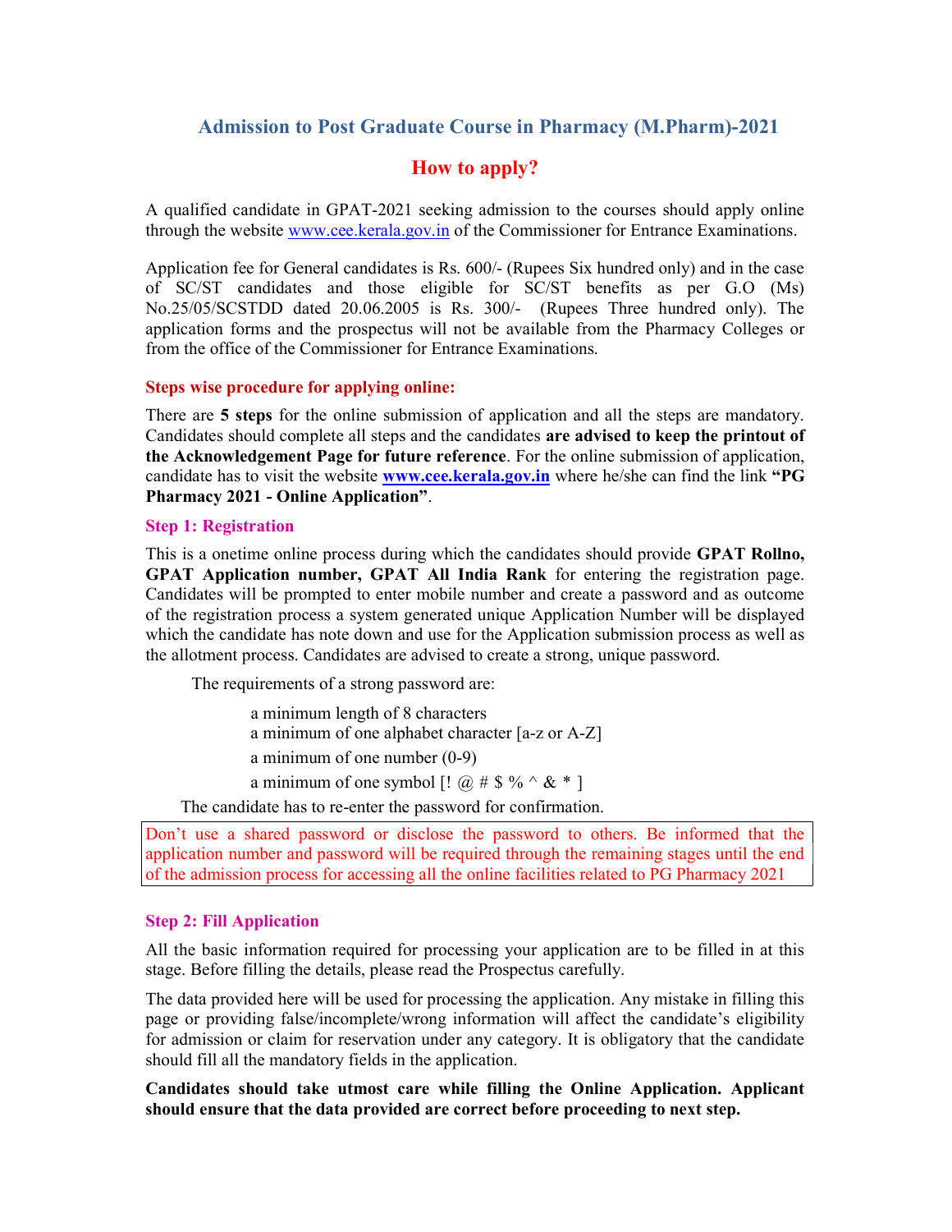# Admission to Post Graduate Course in Pharmacy (M.Pharm)-2021

## How to apply?

A qualified candidate in GPAT-2021 seeking admission to the courses should apply online through the website www.cee.kerala.gov.in of the Commissioner for Entrance Examinations.

Application fee for General candidates is Rs. 600/- (Rupees Six hundred only) and in the case of SC/ST candidates and those eligible for SC/ST benefits as per G.O (Ms) No.25/05/SCSTDD dated 20.06.2005 is Rs. 300/- (Rupees Three hundred only). The application forms and the prospectus will not be available from the Pharmacy Colleges or from the office of the Commissioner for Entrance Examinations.

### Steps wise procedure for applying online:

There are **5 steps** for the online submission of application and all the steps are mandatory. Candidates should complete all steps and the candidates **are advised to keep the printout of the Acknowledgement Page for future reference**. For the online submission of application, candidate has to visit the website **www.cee.kerala.gov.in** where he/she can find the link **"PG Pharmacy 2021 - Online Application"**.

### Step 1: Registration

This is a onetime online process during which the candidates should provide **GPAT Rollno, GPAT Application number, GPAT All India Rank** for entering the registration page. Candidates will be prompted to enter mobile number and create a password and as outcome of the registration process a system generated unique Application Number will be displayed which the candidate has note down and use for the Application submission process as well as the allotment process. Candidates are advised to create a strong, unique password.

The requirements of a strong password are:

- a minimum length of 8 characters
- a minimum of one alphabet character [a-z or A-Z]
- a minimum of one number (0-9)
- a minimum of one symbol [! @ # $ % ^ & * ]

The candidate has to re-enter the password for confirmation.

> Don't use a shared password or disclose the password to others. Be informed that the application number and password will be required through the remaining stages until the end of the admission process for accessing all the online facilities related to PG Pharmacy 2021

### Step 2: Fill Application

All the basic information required for processing your application are to be filled in at this stage. Before filling the details, please read the Prospectus carefully.

The data provided here will be used for processing the application. Any mistake in filling this page or providing false/incomplete/wrong information will affect the candidate's eligibility for admission or claim for reservation under any category. It is obligatory that the candidate should fill all the mandatory fields in the application.

**Candidates should take utmost care while filling the Online Application. Applicant should ensure that the data provided are correct before proceeding to next step.**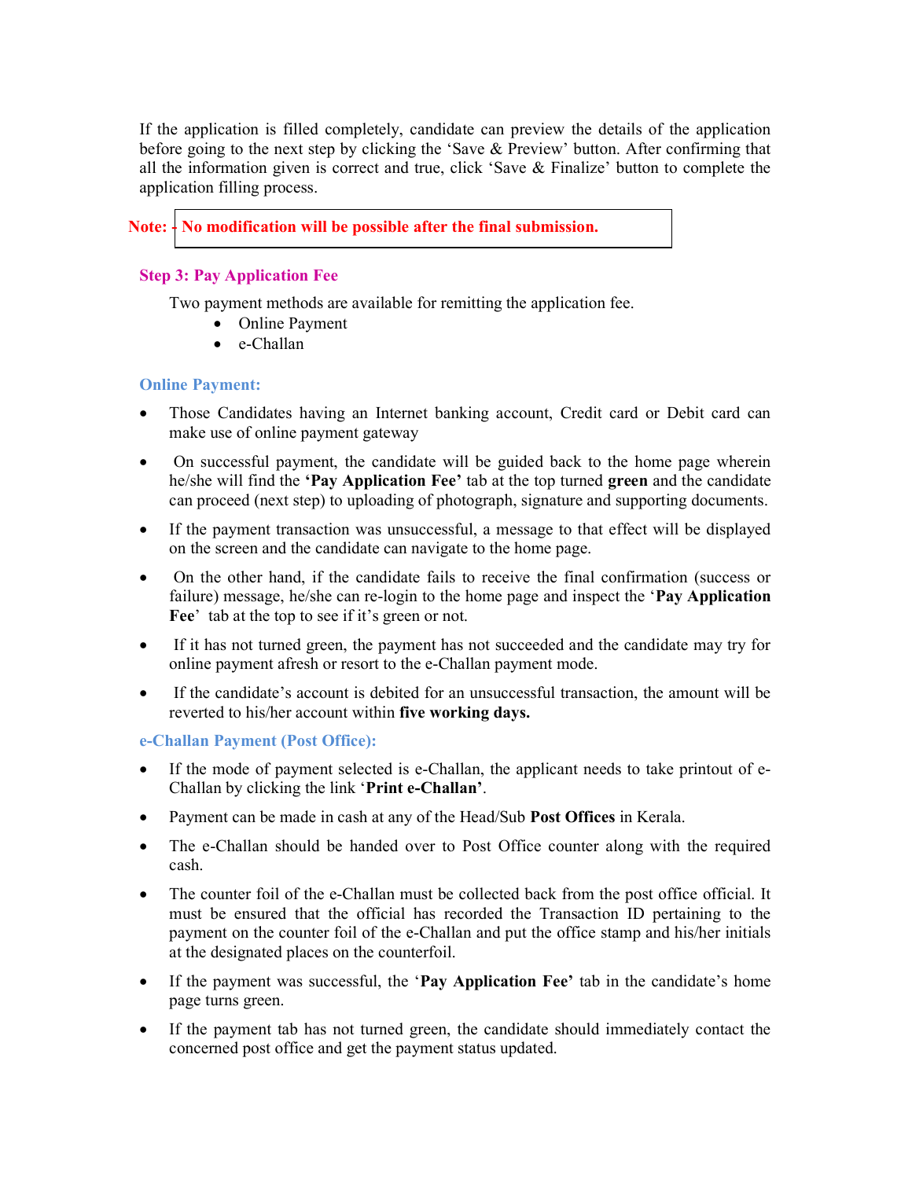If the application is filled completely, candidate can preview the details of the application before going to the next step by clicking the 'Save & Preview' button. After confirming that all the information given is correct and true, click 'Save & Finalize' button to complete the application filling process.

**Note: - No modification will be possible after the final submission.**

### Step 3: Pay Application Fee

Two payment methods are available for remitting the application fee.

- Online Payment
- e-Challan

#### Online Payment:

- Those Candidates having an Internet banking account, Credit card or Debit card can make use of online payment gateway
- On successful payment, the candidate will be guided back to the home page wherein he/she will find the **'Pay Application Fee'** tab at the top turned **green** and the candidate can proceed (next step) to uploading of photograph, signature and supporting documents.
- If the payment transaction was unsuccessful, a message to that effect will be displayed on the screen and the candidate can navigate to the home page.
- On the other hand, if the candidate fails to receive the final confirmation (success or failure) message, he/she can re-login to the home page and inspect the '**Pay Application Fee**' tab at the top to see if it's green or not.
- If it has not turned green, the payment has not succeeded and the candidate may try for online payment afresh or resort to the e-Challan payment mode.
- If the candidate's account is debited for an unsuccessful transaction, the amount will be reverted to his/her account within **five working days.**

#### e-Challan Payment (Post Office):

- If the mode of payment selected is e-Challan, the applicant needs to take printout of e-Challan by clicking the link '**Print e-Challan'**.
- Payment can be made in cash at any of the Head/Sub **Post Offices** in Kerala.
- The e-Challan should be handed over to Post Office counter along with the required cash.
- The counter foil of the e-Challan must be collected back from the post office official. It must be ensured that the official has recorded the Transaction ID pertaining to the payment on the counter foil of the e-Challan and put the office stamp and his/her initials at the designated places on the counterfoil.
- If the payment was successful, the '**Pay Application Fee'** tab in the candidate's home page turns green.
- If the payment tab has not turned green, the candidate should immediately contact the concerned post office and get the payment status updated.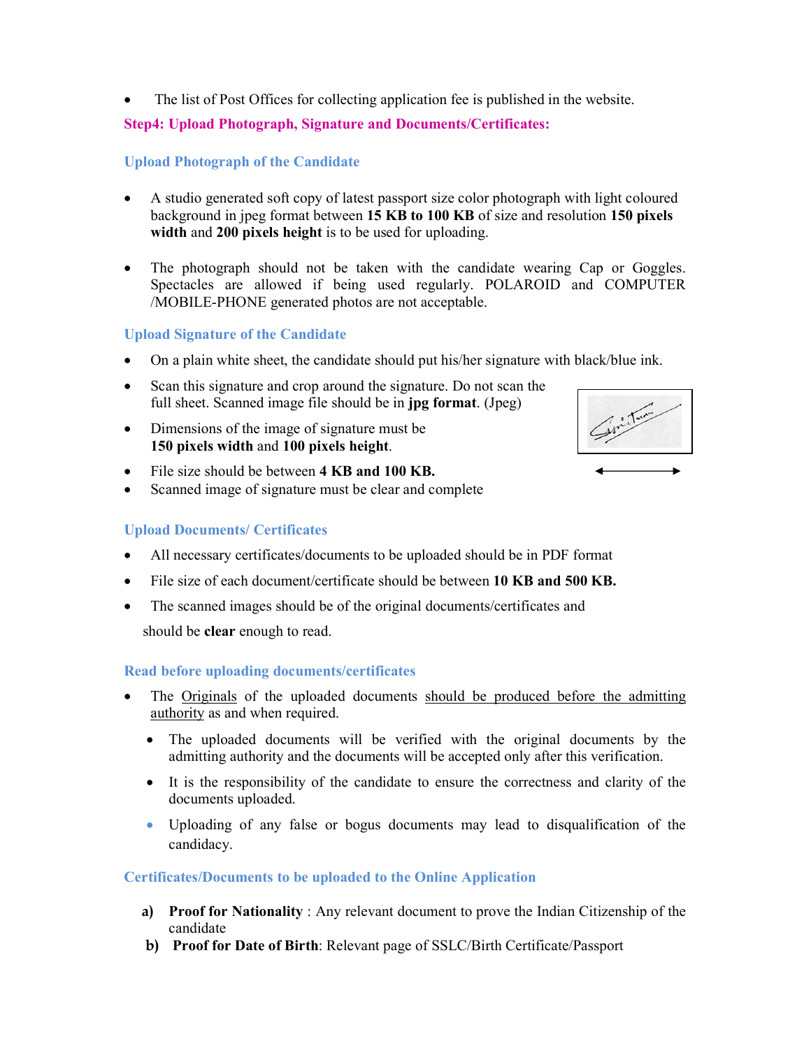- The list of Post Offices for collecting application fee is published in the website.

## Step4: Upload Photograph, Signature and Documents/Certificates:

### Upload Photograph of the Candidate

- A studio generated soft copy of latest passport size color photograph with light coloured background in jpeg format between **15 KB to 100 KB** of size and resolution **150 pixels width** and **200 pixels height** is to be used for uploading.

- The photograph should not be taken with the candidate wearing Cap or Goggles. Spectacles are allowed if being used regularly. POLAROID and COMPUTER /MOBILE-PHONE generated photos are not acceptable.

### Upload Signature of the Candidate

- On a plain white sheet, the candidate should put his/her signature with black/blue ink.
- Scan this signature and crop around the signature. Do not scan the full sheet. Scanned image file should be in **jpg format**. (Jpeg)
- Dimensions of the image of signature must be **150 pixels width** and **100 pixels height**.
- File size should be between **4 KB and 100 KB.**
- Scanned image of signature must be clear and complete

### Upload Documents/ Certificates

- All necessary certificates/documents to be uploaded should be in PDF format
- File size of each document/certificate should be between **10 KB and 500 KB.**
- The scanned images should be of the original documents/certificates and should be **clear** enough to read.

### Read before uploading documents/certificates

- The Originals of the uploaded documents should be produced before the admitting authority as and when required.
  - The uploaded documents will be verified with the original documents by the admitting authority and the documents will be accepted only after this verification.
  - It is the responsibility of the candidate to ensure the correctness and clarity of the documents uploaded.
  - Uploading of any false or bogus documents may lead to disqualification of the candidacy.

### Certificates/Documents to be uploaded to the Online Application

a) **Proof for Nationality** : Any relevant document to prove the Indian Citizenship of the candidate

b) **Proof for Date of Birth**: Relevant page of SSLC/Birth Certificate/Passport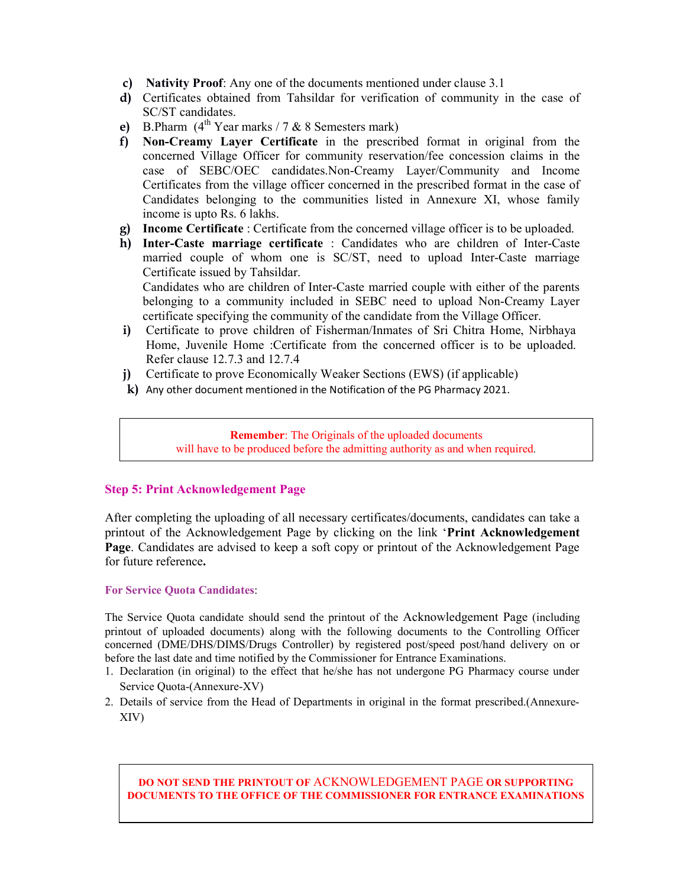c) **Nativity Proof**: Any one of the documents mentioned under clause 3.1

d) Certificates obtained from Tahsildar for verification of community in the case of SC/ST candidates.

e) B.Pharm (4th Year marks / 7 & 8 Semesters mark)

f) **Non-Creamy Layer Certificate** in the prescribed format in original from the concerned Village Officer for community reservation/fee concession claims in the case of SEBC/OEC candidates.Non-Creamy Layer/Community and Income Certificates from the village officer concerned in the prescribed format in the case of Candidates belonging to the communities listed in Annexure XI, whose family income is upto Rs. 6 lakhs.

g) **Income Certificate** : Certificate from the concerned village officer is to be uploaded.

h) **Inter-Caste marriage certificate** : Candidates who are children of Inter-Caste married couple of whom one is SC/ST, need to upload Inter-Caste marriage Certificate issued by Tahsildar.
Candidates who are children of Inter-Caste married couple with either of the parents belonging to a community included in SEBC need to upload Non-Creamy Layer certificate specifying the community of the candidate from the Village Officer.

i) Certificate to prove children of Fisherman/Inmates of Sri Chitra Home, Nirbhaya Home, Juvenile Home :Certificate from the concerned officer is to be uploaded. Refer clause 12.7.3 and 12.7.4

j) Certificate to prove Economically Weaker Sections (EWS) (if applicable)

k) Any other document mentioned in the Notification of the PG Pharmacy 2021.

> **Remember**: The Originals of the uploaded documents will have to be produced before the admitting authority as and when required.

### Step 5: Print Acknowledgement Page

After completing the uploading of all necessary certificates/documents, candidates can take a printout of the Acknowledgement Page by clicking on the link '**Print Acknowledgement Page**. Candidates are advised to keep a soft copy or printout of the Acknowledgement Page for future reference.

**For Service Quota Candidates**:

The Service Quota candidate should send the printout of the Acknowledgement Page (including printout of uploaded documents) along with the following documents to the Controlling Officer concerned (DME/DHS/DIMS/Drugs Controller) by registered post/speed post/hand delivery on or before the last date and time notified by the Commissioner for Entrance Examinations.

1. Declaration (in original) to the effect that he/she has not undergone PG Pharmacy course under Service Quota-(Annexure-XV)
2. Details of service from the Head of Departments in original in the format prescribed.(Annexure-XIV)

> **DO NOT SEND THE PRINTOUT OF ACKNOWLEDGEMENT PAGE OR SUPPORTING DOCUMENTS TO THE OFFICE OF THE COMMISSIONER FOR ENTRANCE EXAMINATIONS**